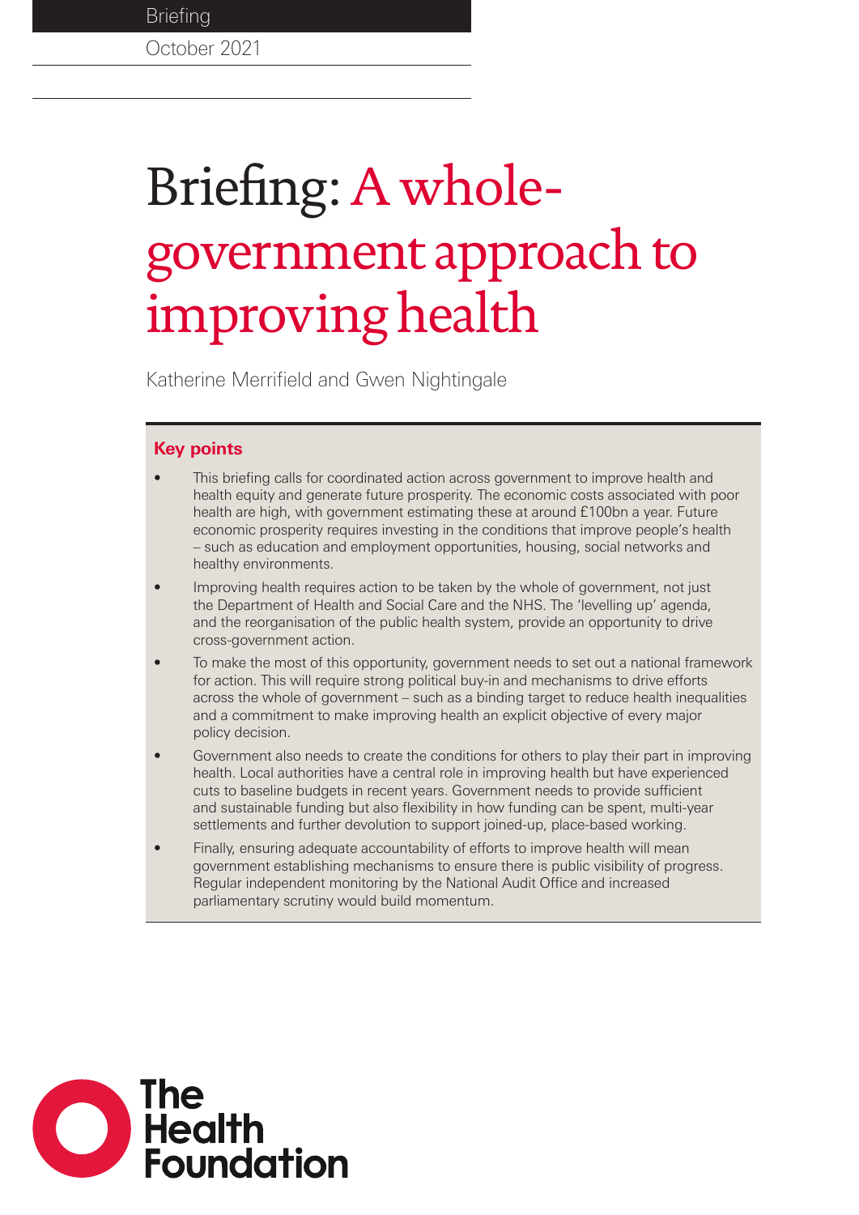Briefing

October 2021

# Briefing: A whole-government approach to improving health

Katherine Merrifield and Gwen Nightingale

**Key points**

- This briefing calls for coordinated action across government to improve health and health equity and generate future prosperity. The economic costs associated with poor health are high, with government estimating these at around £100bn a year. Future economic prosperity requires investing in the conditions that improve people's health – such as education and employment opportunities, housing, social networks and healthy environments.
- Improving health requires action to be taken by the whole of government, not just the Department of Health and Social Care and the NHS. The 'levelling up' agenda, and the reorganisation of the public health system, provide an opportunity to drive cross-government action.
- To make the most of this opportunity, government needs to set out a national framework for action. This will require strong political buy-in and mechanisms to drive efforts across the whole of government – such as a binding target to reduce health inequalities and a commitment to make improving health an explicit objective of every major policy decision.
- Government also needs to create the conditions for others to play their part in improving health. Local authorities have a central role in improving health but have experienced cuts to baseline budgets in recent years. Government needs to provide sufficient and sustainable funding but also flexibility in how funding can be spent, multi-year settlements and further devolution to support joined-up, place-based working.
- Finally, ensuring adequate accountability of efforts to improve health will mean government establishing mechanisms to ensure there is public visibility of progress. Regular independent monitoring by the National Audit Office and increased parliamentary scrutiny would build momentum.

The Health Foundation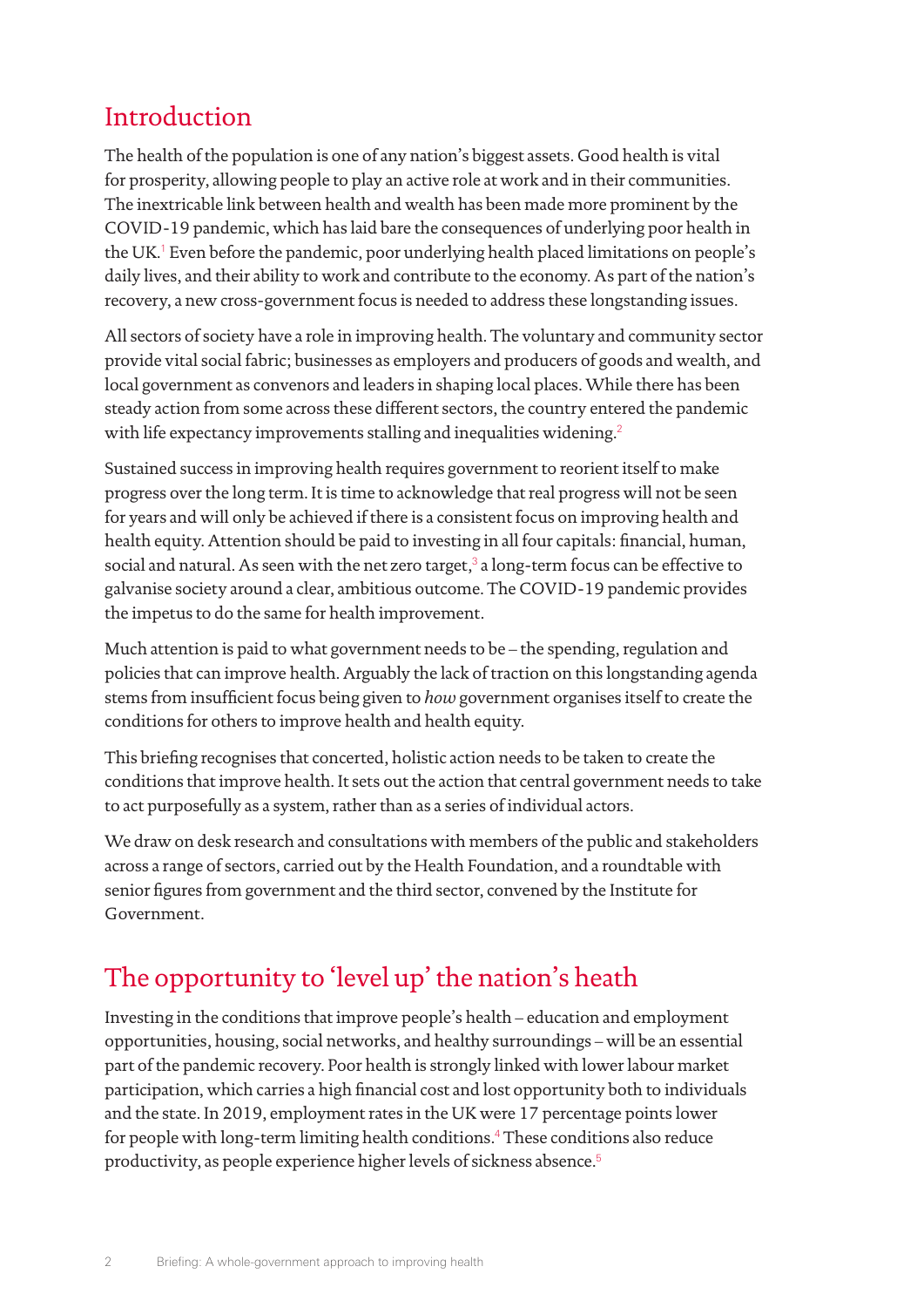## Introduction

The health of the population is one of any nation's biggest assets. Good health is vital for prosperity, allowing people to play an active role at work and in their communities. The inextricable link between health and wealth has been made more prominent by the COVID-19 pandemic, which has laid bare the consequences of underlying poor health in the UK.[1] Even before the pandemic, poor underlying health placed limitations on people's daily lives, and their ability to work and contribute to the economy. As part of the nation's recovery, a new cross-government focus is needed to address these longstanding issues.

All sectors of society have a role in improving health. The voluntary and community sector provide vital social fabric; businesses as employers and producers of goods and wealth, and local government as convenors and leaders in shaping local places. While there has been steady action from some across these different sectors, the country entered the pandemic with life expectancy improvements stalling and inequalities widening.[2]

Sustained success in improving health requires government to reorient itself to make progress over the long term. It is time to acknowledge that real progress will not be seen for years and will only be achieved if there is a consistent focus on improving health and health equity. Attention should be paid to investing in all four capitals: financial, human, social and natural. As seen with the net zero target,[3] a long-term focus can be effective to galvanise society around a clear, ambitious outcome. The COVID-19 pandemic provides the impetus to do the same for health improvement.

Much attention is paid to what government needs to be – the spending, regulation and policies that can improve health. Arguably the lack of traction on this longstanding agenda stems from insufficient focus being given to *how* government organises itself to create the conditions for others to improve health and health equity.

This briefing recognises that concerted, holistic action needs to be taken to create the conditions that improve health. It sets out the action that central government needs to take to act purposefully as a system, rather than as a series of individual actors.

We draw on desk research and consultations with members of the public and stakeholders across a range of sectors, carried out by the Health Foundation, and a roundtable with senior figures from government and the third sector, convened by the Institute for Government.

## The opportunity to 'level up' the nation's heath

Investing in the conditions that improve people's health – education and employment opportunities, housing, social networks, and healthy surroundings – will be an essential part of the pandemic recovery. Poor health is strongly linked with lower labour market participation, which carries a high financial cost and lost opportunity both to individuals and the state. In 2019, employment rates in the UK were 17 percentage points lower for people with long-term limiting health conditions.[4] These conditions also reduce productivity, as people experience higher levels of sickness absence.[5]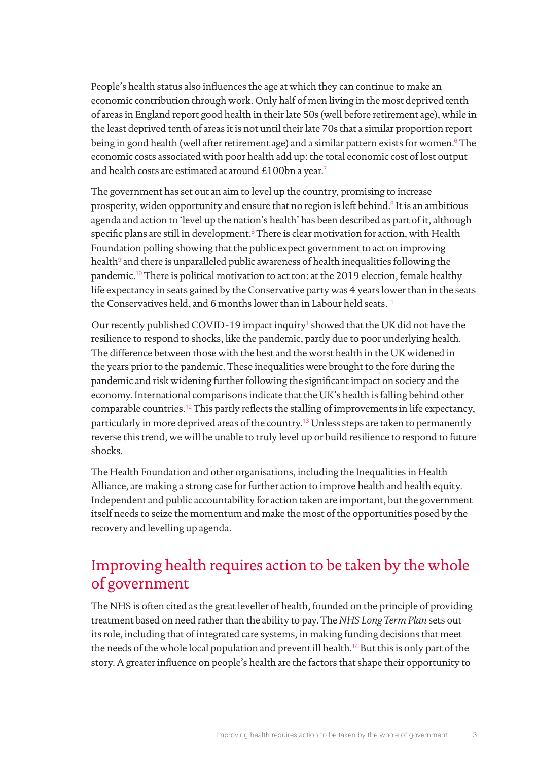People's health status also influences the age at which they can continue to make an economic contribution through work. Only half of men living in the most deprived tenth of areas in England report good health in their late 50s (well before retirement age), while in the least deprived tenth of areas it is not until their late 70s that a similar proportion report being in good health (well after retirement age) and a similar pattern exists for women.[6] The economic costs associated with poor health add up: the total economic cost of lost output and health costs are estimated at around £100bn a year.[7]

The government has set out an aim to level up the country, promising to increase prosperity, widen opportunity and ensure that no region is left behind.[8] It is an ambitious agenda and action to 'level up the nation's health' has been described as part of it, although specific plans are still in development.[8] There is clear motivation for action, with Health Foundation polling showing that the public expect government to act on improving health[9] and there is unparalleled public awareness of health inequalities following the pandemic.[10] There is political motivation to act too: at the 2019 election, female healthy life expectancy in seats gained by the Conservative party was 4 years lower than in the seats the Conservatives held, and 6 months lower than in Labour held seats.[11]

Our recently published COVID-19 impact inquiry[1] showed that the UK did not have the resilience to respond to shocks, like the pandemic, partly due to poor underlying health. The difference between those with the best and the worst health in the UK widened in the years prior to the pandemic. These inequalities were brought to the fore during the pandemic and risk widening further following the significant impact on society and the economy. International comparisons indicate that the UK's health is falling behind other comparable countries.[12] This partly reflects the stalling of improvements in life expectancy, particularly in more deprived areas of the country.[13] Unless steps are taken to permanently reverse this trend, we will be unable to truly level up or build resilience to respond to future shocks.

The Health Foundation and other organisations, including the Inequalities in Health Alliance, are making a strong case for further action to improve health and health equity. Independent and public accountability for action taken are important, but the government itself needs to seize the momentum and make the most of the opportunities posed by the recovery and levelling up agenda.

## Improving health requires action to be taken by the whole of government

The NHS is often cited as the great leveller of health, founded on the principle of providing treatment based on need rather than the ability to pay. The *NHS Long Term Plan* sets out its role, including that of integrated care systems, in making funding decisions that meet the needs of the whole local population and prevent ill health.[14] But this is only part of the story. A greater influence on people's health are the factors that shape their opportunity to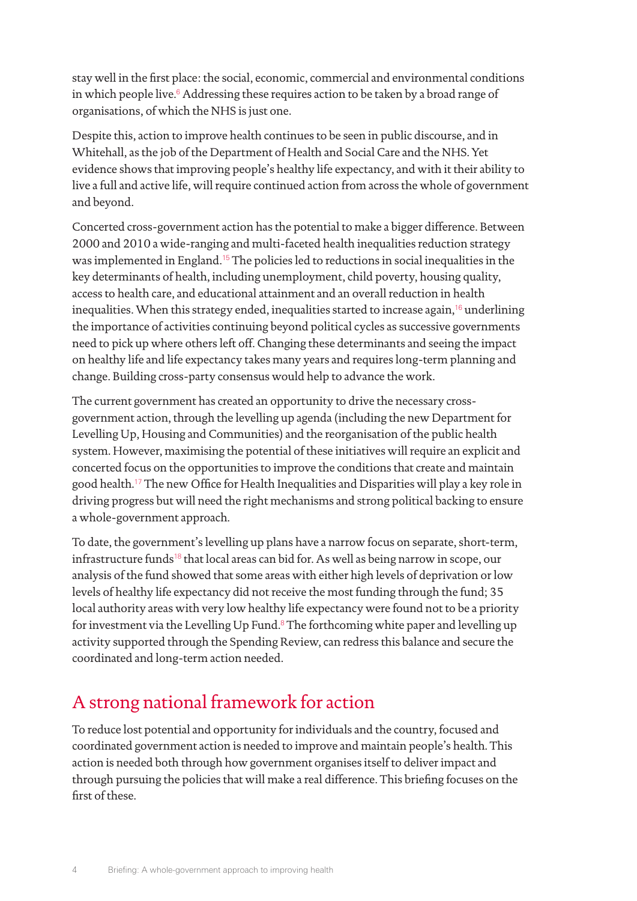stay well in the first place: the social, economic, commercial and environmental conditions in which people live.[6] Addressing these requires action to be taken by a broad range of organisations, of which the NHS is just one.

Despite this, action to improve health continues to be seen in public discourse, and in Whitehall, as the job of the Department of Health and Social Care and the NHS. Yet evidence shows that improving people's healthy life expectancy, and with it their ability to live a full and active life, will require continued action from across the whole of government and beyond.

Concerted cross-government action has the potential to make a bigger difference. Between 2000 and 2010 a wide-ranging and multi-faceted health inequalities reduction strategy was implemented in England.[15] The policies led to reductions in social inequalities in the key determinants of health, including unemployment, child poverty, housing quality, access to health care, and educational attainment and an overall reduction in health inequalities. When this strategy ended, inequalities started to increase again,[16] underlining the importance of activities continuing beyond political cycles as successive governments need to pick up where others left off. Changing these determinants and seeing the impact on healthy life and life expectancy takes many years and requires long-term planning and change. Building cross-party consensus would help to advance the work.

The current government has created an opportunity to drive the necessary cross-government action, through the levelling up agenda (including the new Department for Levelling Up, Housing and Communities) and the reorganisation of the public health system. However, maximising the potential of these initiatives will require an explicit and concerted focus on the opportunities to improve the conditions that create and maintain good health.[17] The new Office for Health Inequalities and Disparities will play a key role in driving progress but will need the right mechanisms and strong political backing to ensure a whole-government approach.

To date, the government's levelling up plans have a narrow focus on separate, short-term, infrastructure funds[18] that local areas can bid for. As well as being narrow in scope, our analysis of the fund showed that some areas with either high levels of deprivation or low levels of healthy life expectancy did not receive the most funding through the fund; 35 local authority areas with very low healthy life expectancy were found not to be a priority for investment via the Levelling Up Fund.[8] The forthcoming white paper and levelling up activity supported through the Spending Review, can redress this balance and secure the coordinated and long-term action needed.

## A strong national framework for action

To reduce lost potential and opportunity for individuals and the country, focused and coordinated government action is needed to improve and maintain people's health. This action is needed both through how government organises itself to deliver impact and through pursuing the policies that will make a real difference. This briefing focuses on the first of these.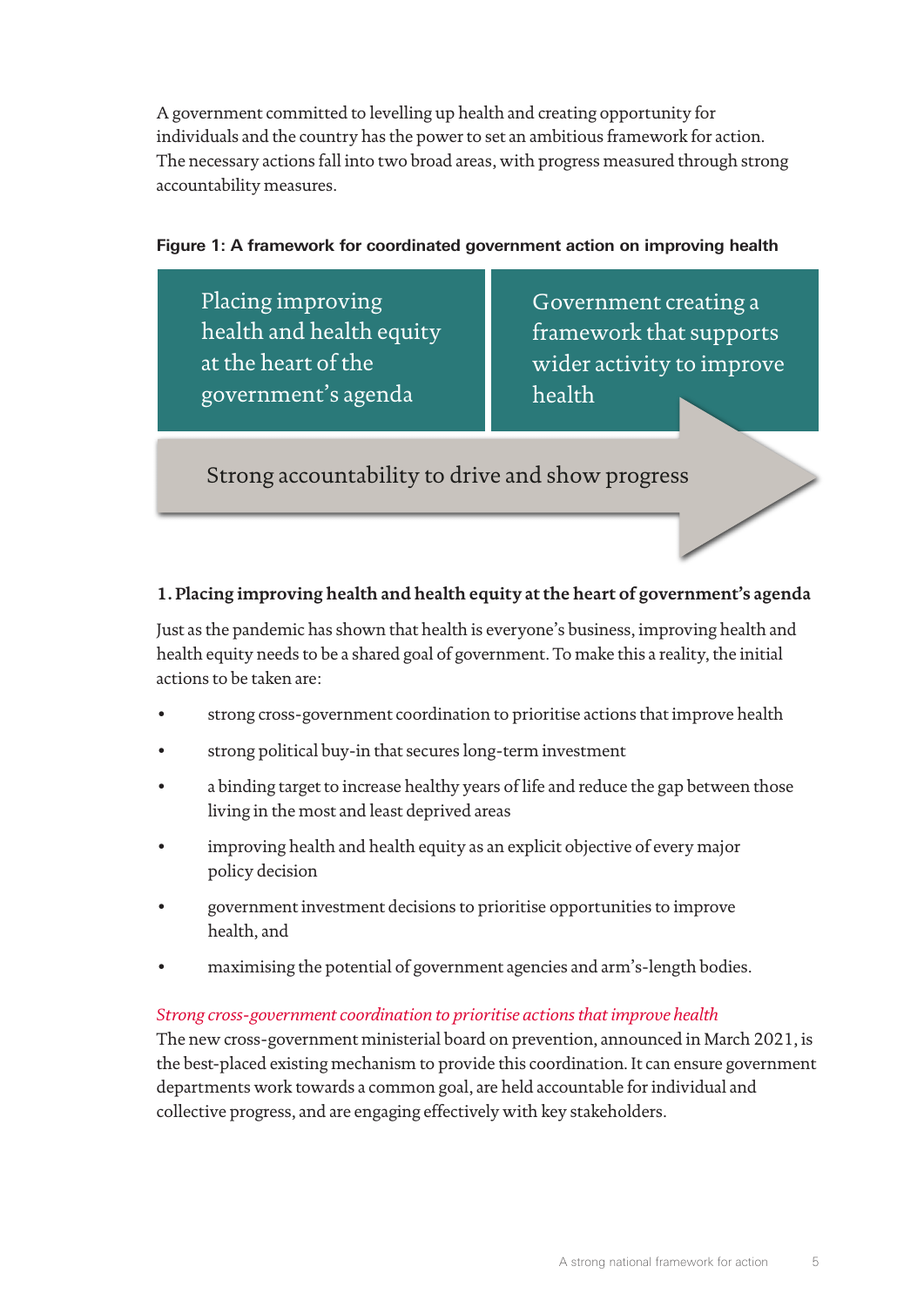A government committed to levelling up health and creating opportunity for individuals and the country has the power to set an ambitious framework for action. The necessary actions fall into two broad areas, with progress measured through strong accountability measures.

**Figure 1: A framework for coordinated government action on improving health**

Placing improving health and health equity at the heart of the government's agenda

Government creating a framework that supports wider activity to improve health

Strong accountability to drive and show progress

### 1. Placing improving health and health equity at the heart of government's agenda

Just as the pandemic has shown that health is everyone's business, improving health and health equity needs to be a shared goal of government. To make this a reality, the initial actions to be taken are:

- strong cross-government coordination to prioritise actions that improve health
- strong political buy-in that secures long-term investment
- a binding target to increase healthy years of life and reduce the gap between those living in the most and least deprived areas
- improving health and health equity as an explicit objective of every major policy decision
- government investment decisions to prioritise opportunities to improve health, and
- maximising the potential of government agencies and arm's-length bodies.

*Strong cross-government coordination to prioritise actions that improve health*

The new cross-government ministerial board on prevention, announced in March 2021, is the best-placed existing mechanism to provide this coordination. It can ensure government departments work towards a common goal, are held accountable for individual and collective progress, and are engaging effectively with key stakeholders.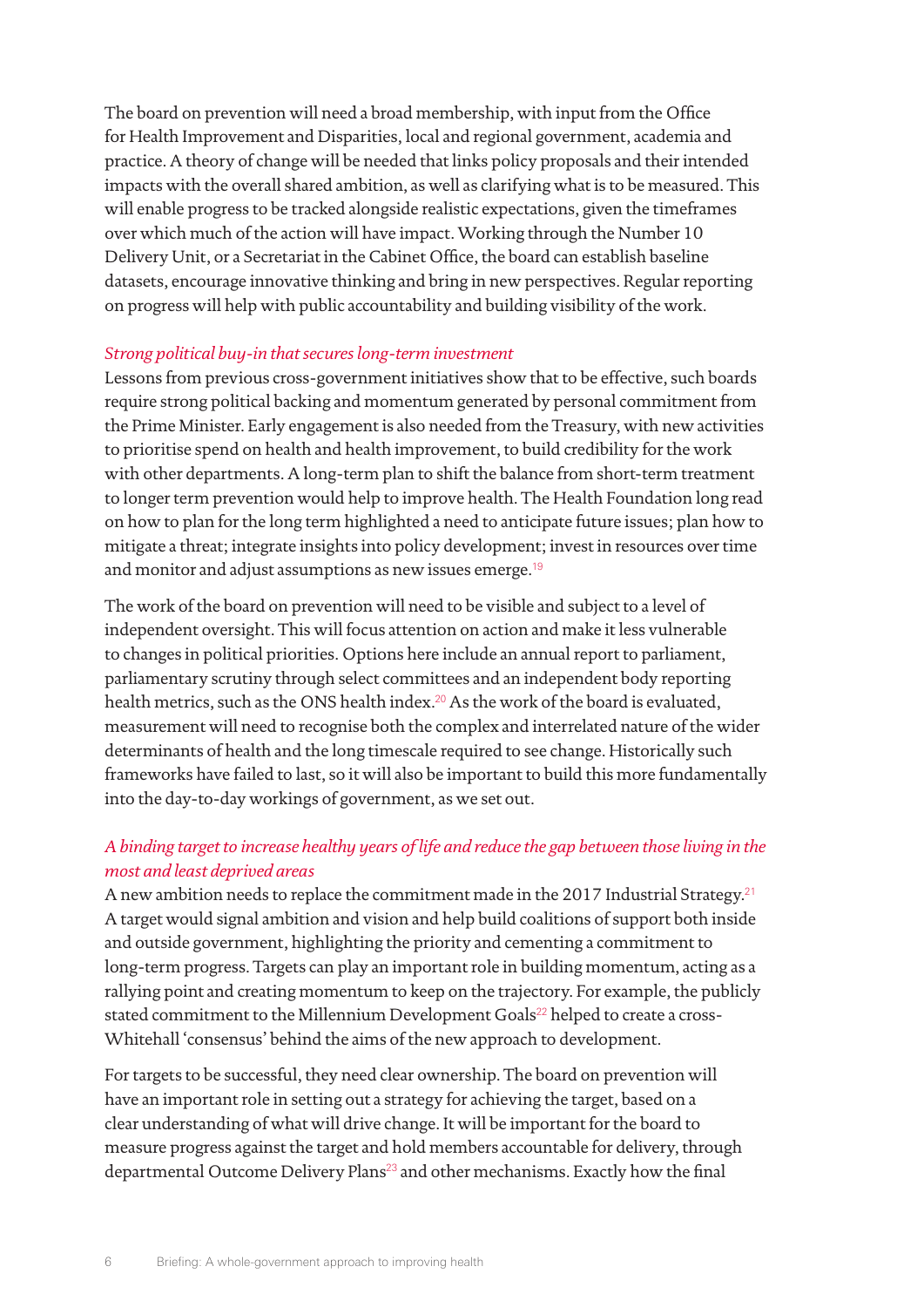The board on prevention will need a broad membership, with input from the Office for Health Improvement and Disparities, local and regional government, academia and practice. A theory of change will be needed that links policy proposals and their intended impacts with the overall shared ambition, as well as clarifying what is to be measured. This will enable progress to be tracked alongside realistic expectations, given the timeframes over which much of the action will have impact. Working through the Number 10 Delivery Unit, or a Secretariat in the Cabinet Office, the board can establish baseline datasets, encourage innovative thinking and bring in new perspectives. Regular reporting on progress will help with public accountability and building visibility of the work.

*Strong political buy-in that secures long-term investment*

Lessons from previous cross-government initiatives show that to be effective, such boards require strong political backing and momentum generated by personal commitment from the Prime Minister. Early engagement is also needed from the Treasury, with new activities to prioritise spend on health and health improvement, to build credibility for the work with other departments. A long-term plan to shift the balance from short-term treatment to longer term prevention would help to improve health. The Health Foundation long read on how to plan for the long term highlighted a need to anticipate future issues; plan how to mitigate a threat; integrate insights into policy development; invest in resources over time and monitor and adjust assumptions as new issues emerge.[19]

The work of the board on prevention will need to be visible and subject to a level of independent oversight. This will focus attention on action and make it less vulnerable to changes in political priorities. Options here include an annual report to parliament, parliamentary scrutiny through select committees and an independent body reporting health metrics, such as the ONS health index.[20] As the work of the board is evaluated, measurement will need to recognise both the complex and interrelated nature of the wider determinants of health and the long timescale required to see change. Historically such frameworks have failed to last, so it will also be important to build this more fundamentally into the day-to-day workings of government, as we set out.

*A binding target to increase healthy years of life and reduce the gap between those living in the most and least deprived areas*

A new ambition needs to replace the commitment made in the 2017 Industrial Strategy.[21] A target would signal ambition and vision and help build coalitions of support both inside and outside government, highlighting the priority and cementing a commitment to long-term progress. Targets can play an important role in building momentum, acting as a rallying point and creating momentum to keep on the trajectory. For example, the publicly stated commitment to the Millennium Development Goals[22] helped to create a cross-Whitehall 'consensus' behind the aims of the new approach to development.

For targets to be successful, they need clear ownership. The board on prevention will have an important role in setting out a strategy for achieving the target, based on a clear understanding of what will drive change. It will be important for the board to measure progress against the target and hold members accountable for delivery, through departmental Outcome Delivery Plans[23] and other mechanisms. Exactly how the final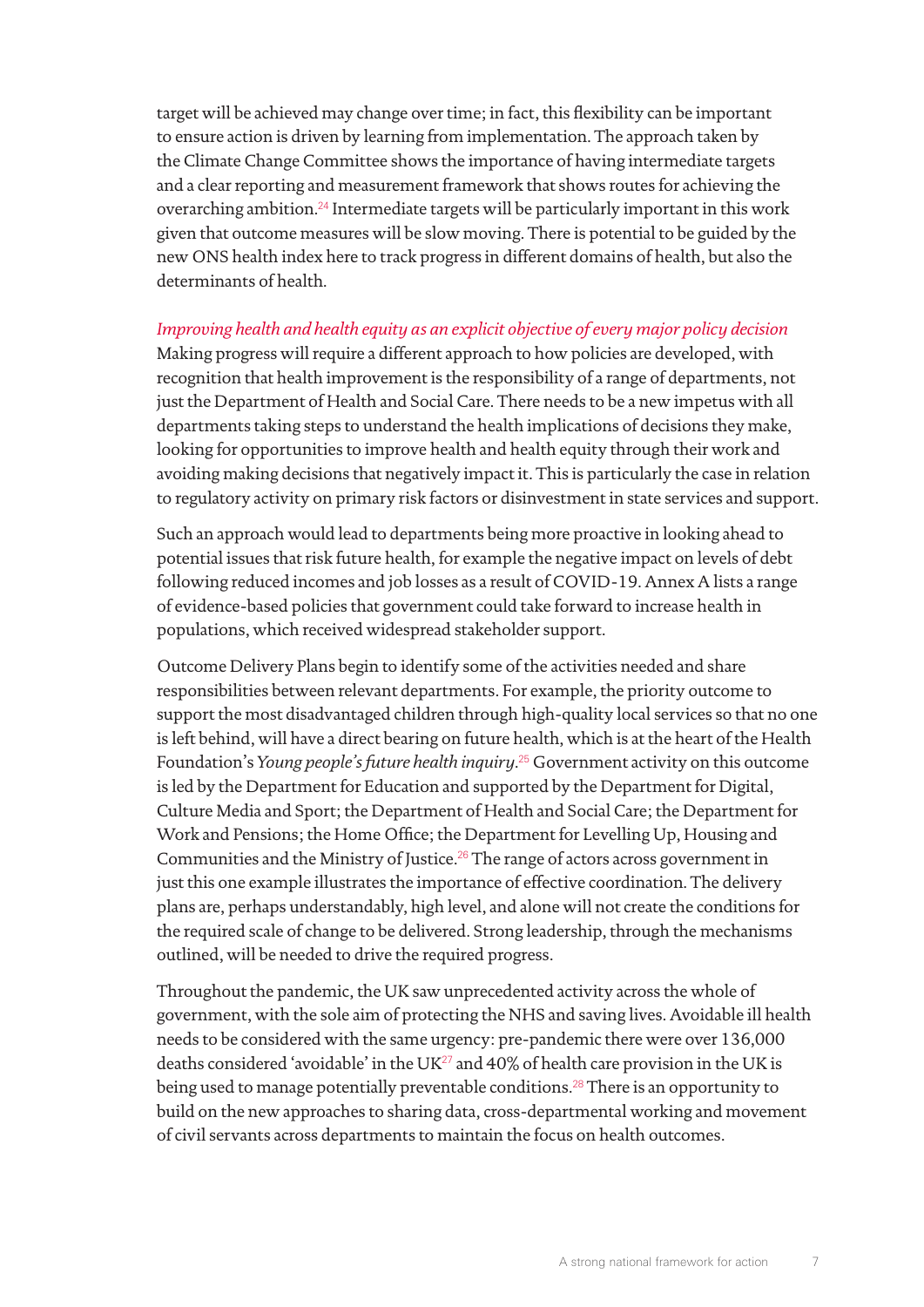target will be achieved may change over time; in fact, this flexibility can be important to ensure action is driven by learning from implementation. The approach taken by the Climate Change Committee shows the importance of having intermediate targets and a clear reporting and measurement framework that shows routes for achieving the overarching ambition.[24] Intermediate targets will be particularly important in this work given that outcome measures will be slow moving. There is potential to be guided by the new ONS health index here to track progress in different domains of health, but also the determinants of health.

*Improving health and health equity as an explicit objective of every major policy decision*

Making progress will require a different approach to how policies are developed, with recognition that health improvement is the responsibility of a range of departments, not just the Department of Health and Social Care. There needs to be a new impetus with all departments taking steps to understand the health implications of decisions they make, looking for opportunities to improve health and health equity through their work and avoiding making decisions that negatively impact it. This is particularly the case in relation to regulatory activity on primary risk factors or disinvestment in state services and support.

Such an approach would lead to departments being more proactive in looking ahead to potential issues that risk future health, for example the negative impact on levels of debt following reduced incomes and job losses as a result of COVID-19. Annex A lists a range of evidence-based policies that government could take forward to increase health in populations, which received widespread stakeholder support.

Outcome Delivery Plans begin to identify some of the activities needed and share responsibilities between relevant departments. For example, the priority outcome to support the most disadvantaged children through high-quality local services so that no one is left behind, will have a direct bearing on future health, which is at the heart of the Health Foundation's *Young people's future health inquiry*.[25] Government activity on this outcome is led by the Department for Education and supported by the Department for Digital, Culture Media and Sport; the Department of Health and Social Care; the Department for Work and Pensions; the Home Office; the Department for Levelling Up, Housing and Communities and the Ministry of Justice.[26] The range of actors across government in just this one example illustrates the importance of effective coordination. The delivery plans are, perhaps understandably, high level, and alone will not create the conditions for the required scale of change to be delivered. Strong leadership, through the mechanisms outlined, will be needed to drive the required progress.

Throughout the pandemic, the UK saw unprecedented activity across the whole of government, with the sole aim of protecting the NHS and saving lives. Avoidable ill health needs to be considered with the same urgency: pre-pandemic there were over 136,000 deaths considered 'avoidable' in the UK[27] and 40% of health care provision in the UK is being used to manage potentially preventable conditions.[28] There is an opportunity to build on the new approaches to sharing data, cross-departmental working and movement of civil servants across departments to maintain the focus on health outcomes.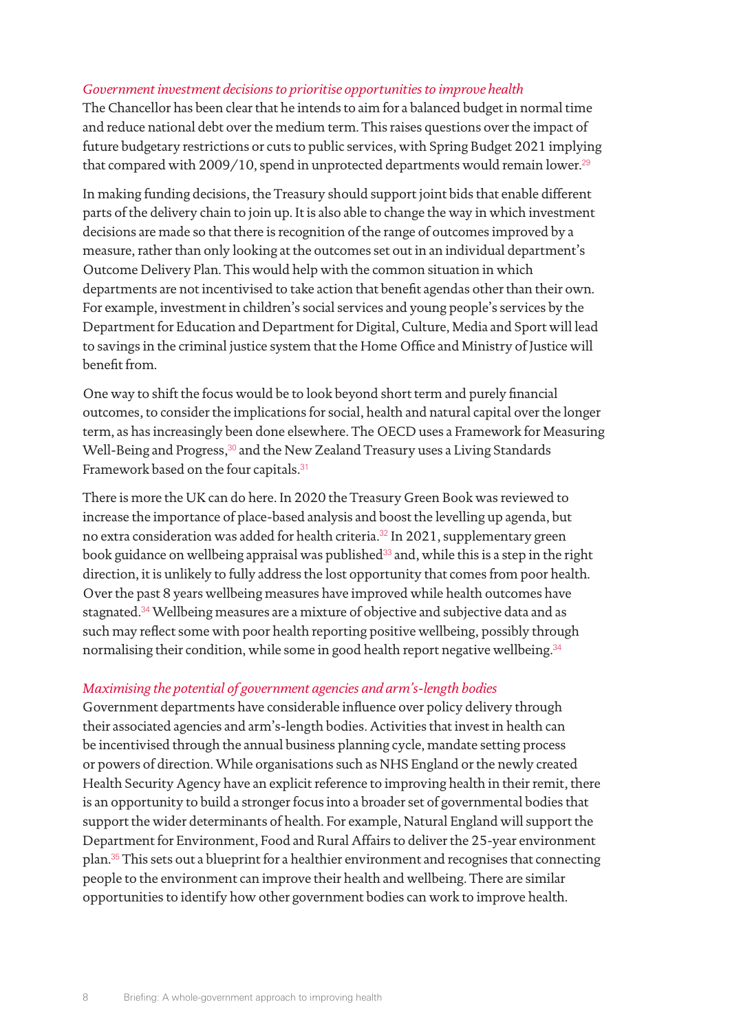*Government investment decisions to prioritise opportunities to improve health*

The Chancellor has been clear that he intends to aim for a balanced budget in normal time and reduce national debt over the medium term. This raises questions over the impact of future budgetary restrictions or cuts to public services, with Spring Budget 2021 implying that compared with 2009/10, spend in unprotected departments would remain lower.[29]

In making funding decisions, the Treasury should support joint bids that enable different parts of the delivery chain to join up. It is also able to change the way in which investment decisions are made so that there is recognition of the range of outcomes improved by a measure, rather than only looking at the outcomes set out in an individual department's Outcome Delivery Plan. This would help with the common situation in which departments are not incentivised to take action that benefit agendas other than their own. For example, investment in children's social services and young people's services by the Department for Education and Department for Digital, Culture, Media and Sport will lead to savings in the criminal justice system that the Home Office and Ministry of Justice will benefit from.

One way to shift the focus would be to look beyond short term and purely financial outcomes, to consider the implications for social, health and natural capital over the longer term, as has increasingly been done elsewhere. The OECD uses a Framework for Measuring Well-Being and Progress,[30] and the New Zealand Treasury uses a Living Standards Framework based on the four capitals.[31]

There is more the UK can do here. In 2020 the Treasury Green Book was reviewed to increase the importance of place-based analysis and boost the levelling up agenda, but no extra consideration was added for health criteria.[32] In 2021, supplementary green book guidance on wellbeing appraisal was published[33] and, while this is a step in the right direction, it is unlikely to fully address the lost opportunity that comes from poor health. Over the past 8 years wellbeing measures have improved while health outcomes have stagnated.[34] Wellbeing measures are a mixture of objective and subjective data and as such may reflect some with poor health reporting positive wellbeing, possibly through normalising their condition, while some in good health report negative wellbeing.[34]

*Maximising the potential of government agencies and arm's-length bodies*

Government departments have considerable influence over policy delivery through their associated agencies and arm's-length bodies. Activities that invest in health can be incentivised through the annual business planning cycle, mandate setting process or powers of direction. While organisations such as NHS England or the newly created Health Security Agency have an explicit reference to improving health in their remit, there is an opportunity to build a stronger focus into a broader set of governmental bodies that support the wider determinants of health. For example, Natural England will support the Department for Environment, Food and Rural Affairs to deliver the 25-year environment plan.[35] This sets out a blueprint for a healthier environment and recognises that connecting people to the environment can improve their health and wellbeing. There are similar opportunities to identify how other government bodies can work to improve health.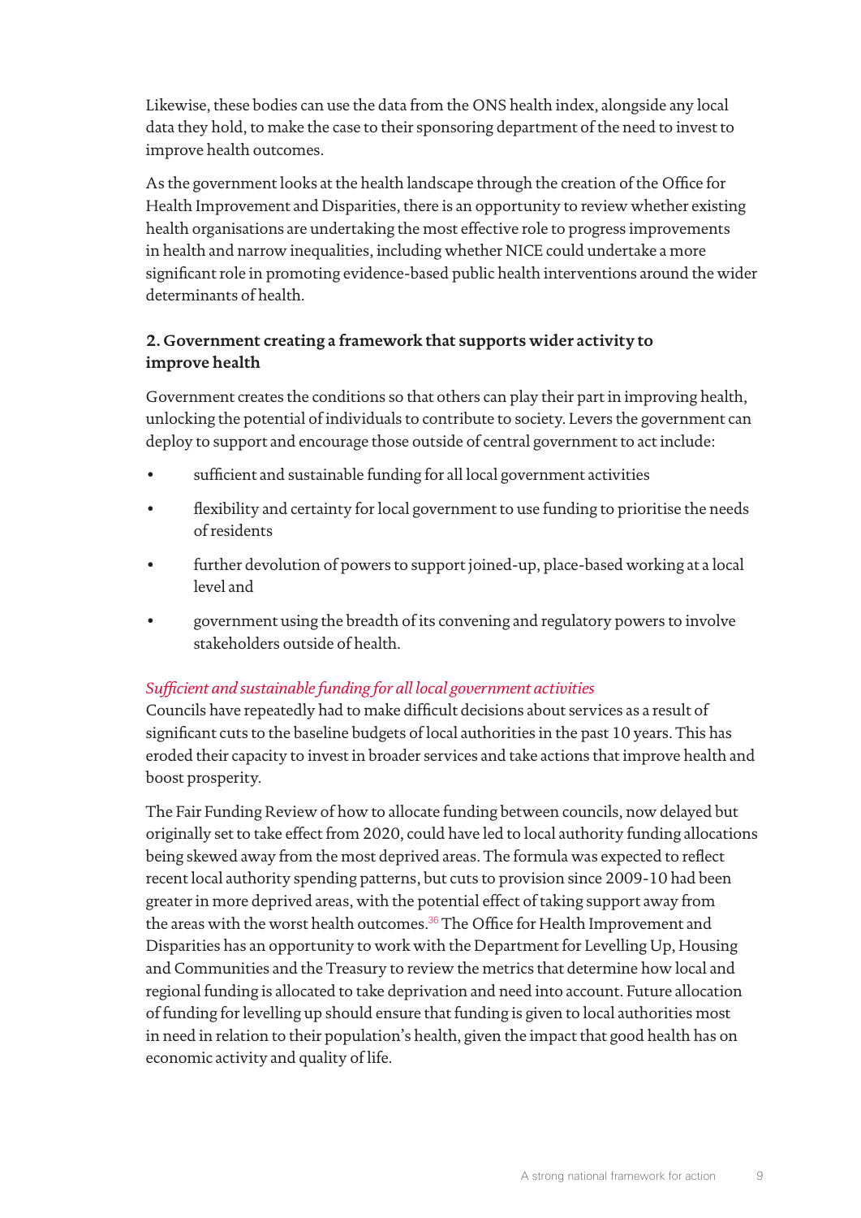Likewise, these bodies can use the data from the ONS health index, alongside any local data they hold, to make the case to their sponsoring department of the need to invest to improve health outcomes.

As the government looks at the health landscape through the creation of the Office for Health Improvement and Disparities, there is an opportunity to review whether existing health organisations are undertaking the most effective role to progress improvements in health and narrow inequalities, including whether NICE could undertake a more significant role in promoting evidence-based public health interventions around the wider determinants of health.

### 2. Government creating a framework that supports wider activity to improve health

Government creates the conditions so that others can play their part in improving health, unlocking the potential of individuals to contribute to society. Levers the government can deploy to support and encourage those outside of central government to act include:

- sufficient and sustainable funding for all local government activities
- flexibility and certainty for local government to use funding to prioritise the needs of residents
- further devolution of powers to support joined-up, place-based working at a local level and
- government using the breadth of its convening and regulatory powers to involve stakeholders outside of health.

*Sufficient and sustainable funding for all local government activities*

Councils have repeatedly had to make difficult decisions about services as a result of significant cuts to the baseline budgets of local authorities in the past 10 years. This has eroded their capacity to invest in broader services and take actions that improve health and boost prosperity.

The Fair Funding Review of how to allocate funding between councils, now delayed but originally set to take effect from 2020, could have led to local authority funding allocations being skewed away from the most deprived areas. The formula was expected to reflect recent local authority spending patterns, but cuts to provision since 2009-10 had been greater in more deprived areas, with the potential effect of taking support away from the areas with the worst health outcomes.[36] The Office for Health Improvement and Disparities has an opportunity to work with the Department for Levelling Up, Housing and Communities and the Treasury to review the metrics that determine how local and regional funding is allocated to take deprivation and need into account. Future allocation of funding for levelling up should ensure that funding is given to local authorities most in need in relation to their population's health, given the impact that good health has on economic activity and quality of life.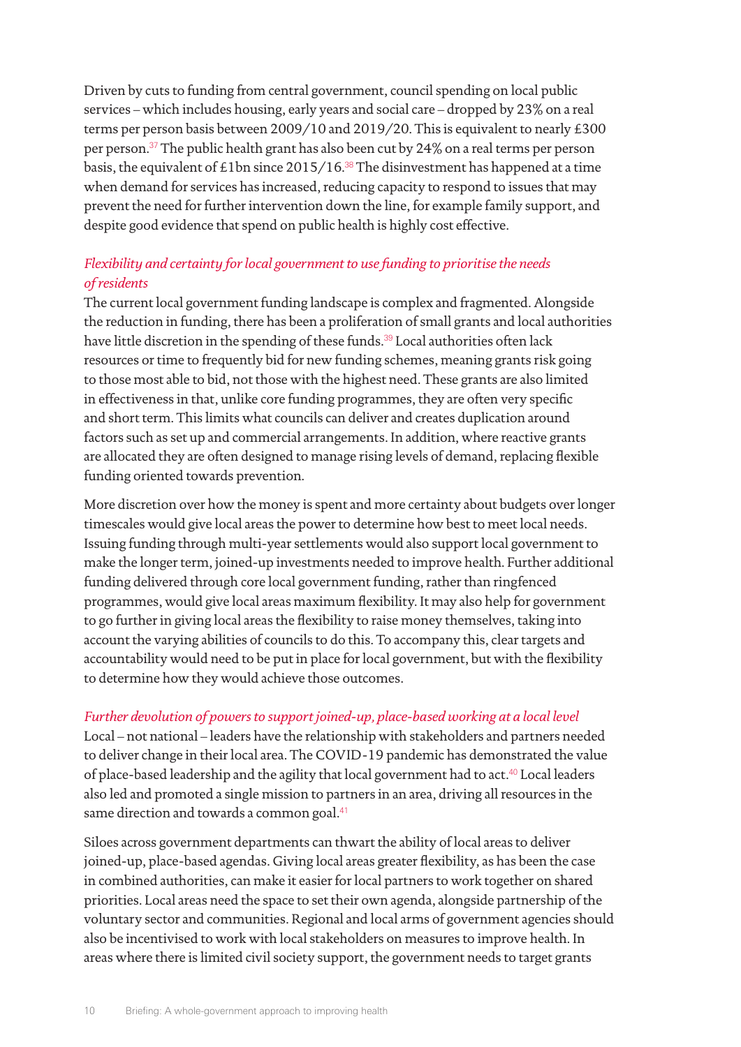Driven by cuts to funding from central government, council spending on local public services – which includes housing, early years and social care – dropped by 23% on a real terms per person basis between 2009/10 and 2019/20. This is equivalent to nearly £300 per person.[37] The public health grant has also been cut by 24% on a real terms per person basis, the equivalent of £1bn since 2015/16.[38] The disinvestment has happened at a time when demand for services has increased, reducing capacity to respond to issues that may prevent the need for further intervention down the line, for example family support, and despite good evidence that spend on public health is highly cost effective.

*Flexibility and certainty for local government to use funding to prioritise the needs of residents*

The current local government funding landscape is complex and fragmented. Alongside the reduction in funding, there has been a proliferation of small grants and local authorities have little discretion in the spending of these funds.[39] Local authorities often lack resources or time to frequently bid for new funding schemes, meaning grants risk going to those most able to bid, not those with the highest need. These grants are also limited in effectiveness in that, unlike core funding programmes, they are often very specific and short term. This limits what councils can deliver and creates duplication around factors such as set up and commercial arrangements. In addition, where reactive grants are allocated they are often designed to manage rising levels of demand, replacing flexible funding oriented towards prevention.

More discretion over how the money is spent and more certainty about budgets over longer timescales would give local areas the power to determine how best to meet local needs. Issuing funding through multi-year settlements would also support local government to make the longer term, joined-up investments needed to improve health. Further additional funding delivered through core local government funding, rather than ringfenced programmes, would give local areas maximum flexibility. It may also help for government to go further in giving local areas the flexibility to raise money themselves, taking into account the varying abilities of councils to do this. To accompany this, clear targets and accountability would need to be put in place for local government, but with the flexibility to determine how they would achieve those outcomes.

*Further devolution of powers to support joined-up, place-based working at a local level*

Local – not national – leaders have the relationship with stakeholders and partners needed to deliver change in their local area. The COVID-19 pandemic has demonstrated the value of place-based leadership and the agility that local government had to act.[40] Local leaders also led and promoted a single mission to partners in an area, driving all resources in the same direction and towards a common goal.[41]

Siloes across government departments can thwart the ability of local areas to deliver joined-up, place-based agendas. Giving local areas greater flexibility, as has been the case in combined authorities, can make it easier for local partners to work together on shared priorities. Local areas need the space to set their own agenda, alongside partnership of the voluntary sector and communities. Regional and local arms of government agencies should also be incentivised to work with local stakeholders on measures to improve health. In areas where there is limited civil society support, the government needs to target grants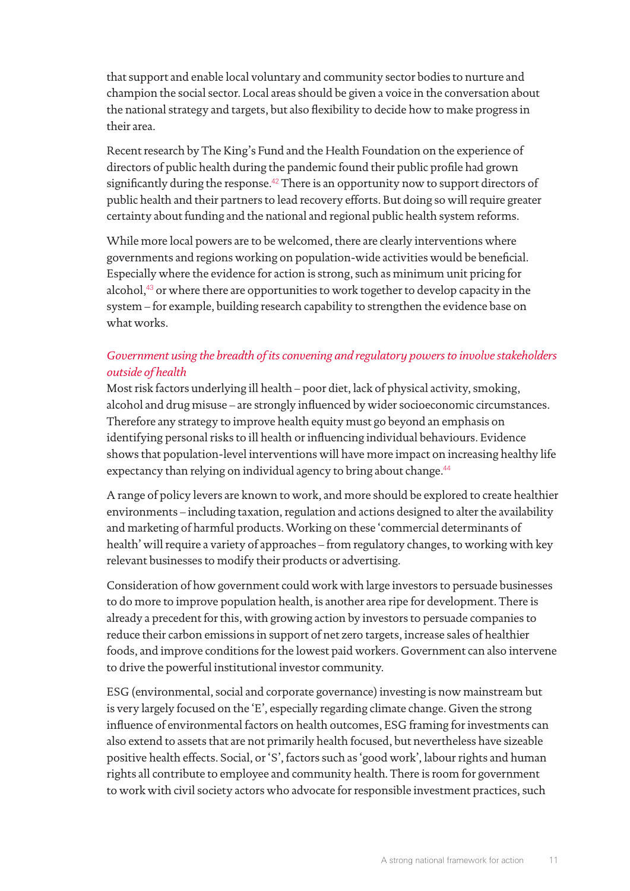that support and enable local voluntary and community sector bodies to nurture and champion the social sector. Local areas should be given a voice in the conversation about the national strategy and targets, but also flexibility to decide how to make progress in their area.

Recent research by The King's Fund and the Health Foundation on the experience of directors of public health during the pandemic found their public profile had grown significantly during the response.[42] There is an opportunity now to support directors of public health and their partners to lead recovery efforts. But doing so will require greater certainty about funding and the national and regional public health system reforms.

While more local powers are to be welcomed, there are clearly interventions where governments and regions working on population-wide activities would be beneficial. Especially where the evidence for action is strong, such as minimum unit pricing for alcohol,[43] or where there are opportunities to work together to develop capacity in the system – for example, building research capability to strengthen the evidence base on what works.

*Government using the breadth of its convening and regulatory powers to involve stakeholders outside of health*

Most risk factors underlying ill health – poor diet, lack of physical activity, smoking, alcohol and drug misuse – are strongly influenced by wider socioeconomic circumstances. Therefore any strategy to improve health equity must go beyond an emphasis on identifying personal risks to ill health or influencing individual behaviours. Evidence shows that population-level interventions will have more impact on increasing healthy life expectancy than relying on individual agency to bring about change.[44]

A range of policy levers are known to work, and more should be explored to create healthier environments – including taxation, regulation and actions designed to alter the availability and marketing of harmful products. Working on these 'commercial determinants of health' will require a variety of approaches – from regulatory changes, to working with key relevant businesses to modify their products or advertising.

Consideration of how government could work with large investors to persuade businesses to do more to improve population health, is another area ripe for development. There is already a precedent for this, with growing action by investors to persuade companies to reduce their carbon emissions in support of net zero targets, increase sales of healthier foods, and improve conditions for the lowest paid workers. Government can also intervene to drive the powerful institutional investor community.

ESG (environmental, social and corporate governance) investing is now mainstream but is very largely focused on the 'E', especially regarding climate change. Given the strong influence of environmental factors on health outcomes, ESG framing for investments can also extend to assets that are not primarily health focused, but nevertheless have sizeable positive health effects. Social, or 'S', factors such as 'good work', labour rights and human rights all contribute to employee and community health. There is room for government to work with civil society actors who advocate for responsible investment practices, such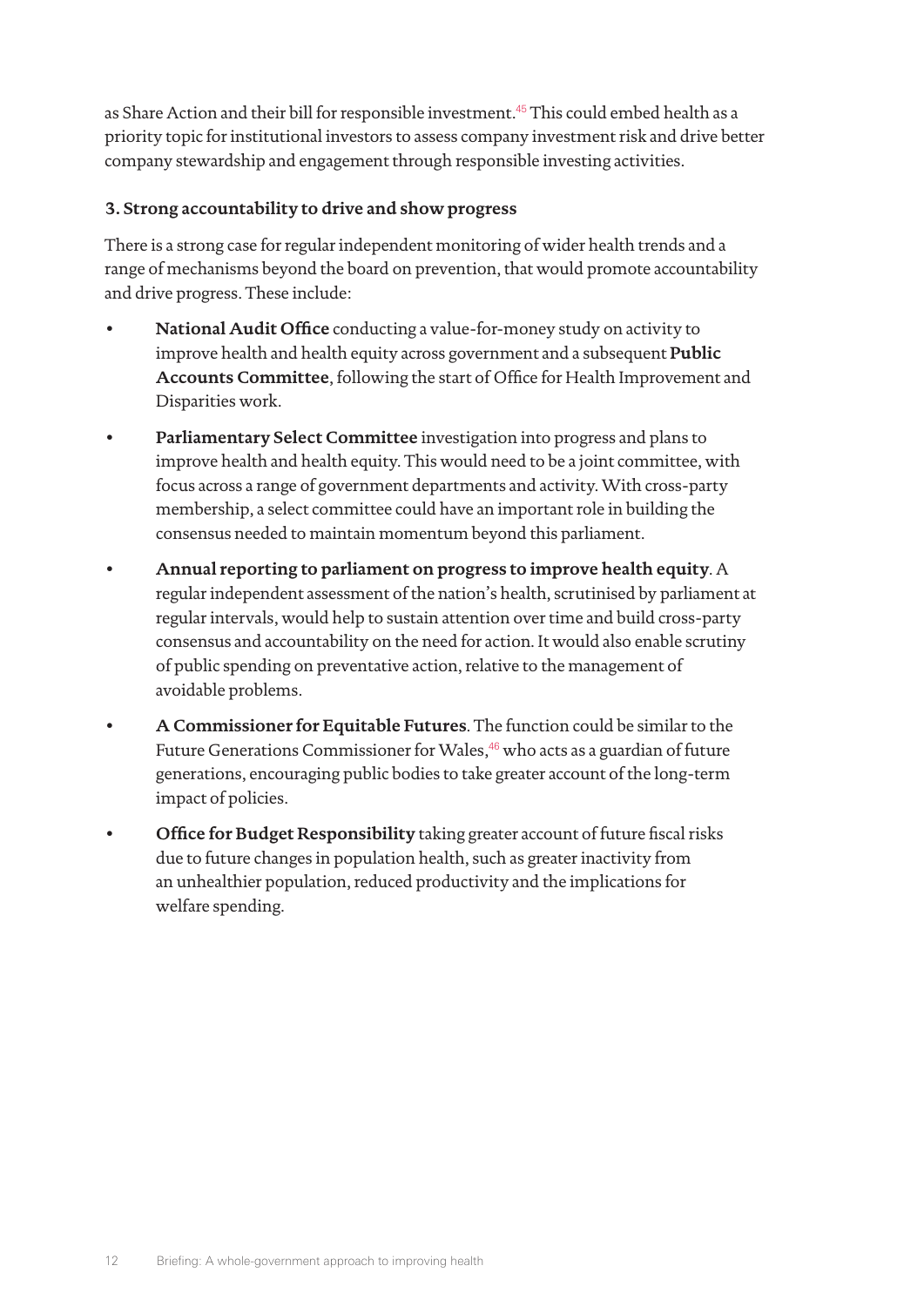as Share Action and their bill for responsible investment.[45] This could embed health as a priority topic for institutional investors to assess company investment risk and drive better company stewardship and engagement through responsible investing activities.

### 3. Strong accountability to drive and show progress

There is a strong case for regular independent monitoring of wider health trends and a range of mechanisms beyond the board on prevention, that would promote accountability and drive progress. These include:

- **National Audit Office** conducting a value-for-money study on activity to improve health and health equity across government and a subsequent **Public Accounts Committee**, following the start of Office for Health Improvement and Disparities work.
- **Parliamentary Select Committee** investigation into progress and plans to improve health and health equity. This would need to be a joint committee, with focus across a range of government departments and activity. With cross-party membership, a select committee could have an important role in building the consensus needed to maintain momentum beyond this parliament.
- **Annual reporting to parliament on progress to improve health equity**. A regular independent assessment of the nation's health, scrutinised by parliament at regular intervals, would help to sustain attention over time and build cross-party consensus and accountability on the need for action. It would also enable scrutiny of public spending on preventative action, relative to the management of avoidable problems.
- **A Commissioner for Equitable Futures**. The function could be similar to the Future Generations Commissioner for Wales,[46] who acts as a guardian of future generations, encouraging public bodies to take greater account of the long-term impact of policies.
- **Office for Budget Responsibility** taking greater account of future fiscal risks due to future changes in population health, such as greater inactivity from an unhealthier population, reduced productivity and the implications for welfare spending.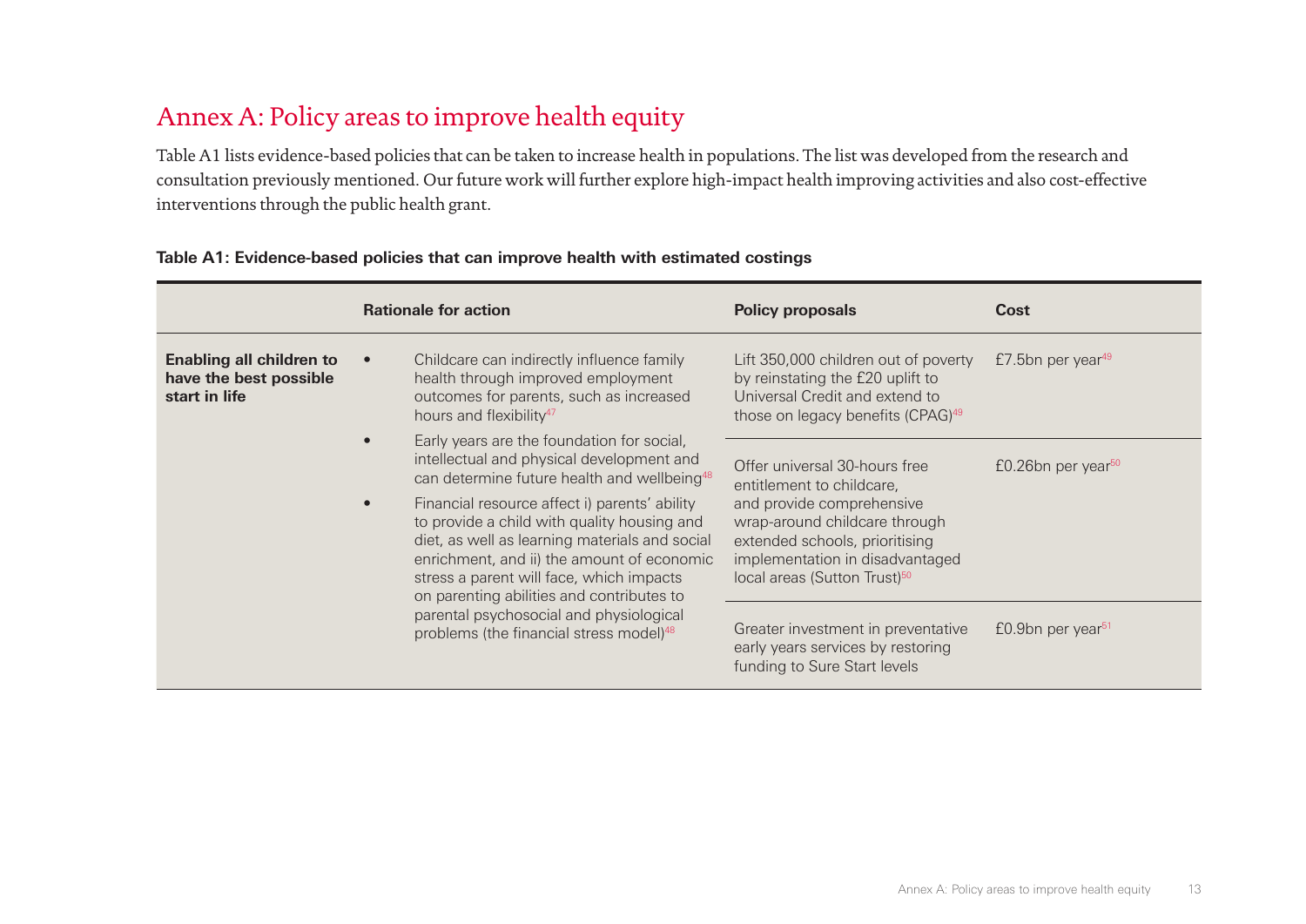# Annex A: Policy areas to improve health equity

Table A1 lists evidence-based policies that can be taken to increase health in populations. The list was developed from the research and consultation previously mentioned. Our future work will further explore high-impact health improving activities and also cost-effective interventions through the public health grant.

**Table A1: Evidence-based policies that can improve health with estimated costings**

| | Rationale for action | Policy proposals | Cost |
|---|---|---|---|
| **Enabling all children to have the best possible start in life** | • Childcare can indirectly influence family health through improved employment outcomes for parents, such as increased hours and flexibility[47]<br>• Early years are the foundation for social, intellectual and physical development and can determine future health and wellbeing[48]<br>• Financial resource affect i) parents' ability to provide a child with quality housing and diet, as well as learning materials and social enrichment, and ii) the amount of economic stress a parent will face, which impacts on parenting abilities and contributes to parental psychosocial and physiological problems (the financial stress model)[48] | Lift 350,000 children out of poverty by reinstating the £20 uplift to Universal Credit and extend to those on legacy benefits (CPAG)[49] | £7.5bn per year[49] |
| | | Offer universal 30-hours free entitlement to childcare, and provide comprehensive wrap-around childcare through extended schools, prioritising implementation in disadvantaged local areas (Sutton Trust)[50] | £0.26bn per year[50] |
| | | Greater investment in preventative early years services by restoring funding to Sure Start levels | £0.9bn per year[51] |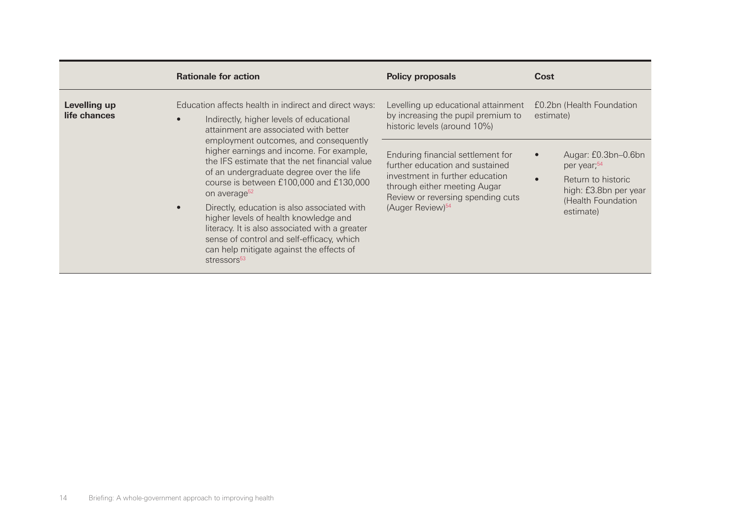| | Rationale for action | Policy proposals | Cost |
|---|---|---|---|
| **Levelling up life chances** | Education affects health in indirect and direct ways:<br>• Indirectly, higher levels of educational attainment are associated with better employment outcomes, and consequently higher earnings and income. For example, the IFS estimate that the net financial value of an undergraduate degree over the life course is between £100,000 and £130,000 on average[52]<br>• Directly, education is also associated with higher levels of health knowledge and literacy. It is also associated with a greater sense of control and self-efficacy, which can help mitigate against the effects of stressors[53] | Levelling up educational attainment by increasing the pupil premium to historic levels (around 10%) | £0.2bn (Health Foundation estimate) |
| | | Enduring financial settlement for further education and sustained investment in further education through either meeting Augar Review or reversing spending cuts (Auger Review)[54] | • Augar: £0.3bn–0.6bn per year;[54]<br>• Return to historic high: £3.8bn per year (Health Foundation estimate) |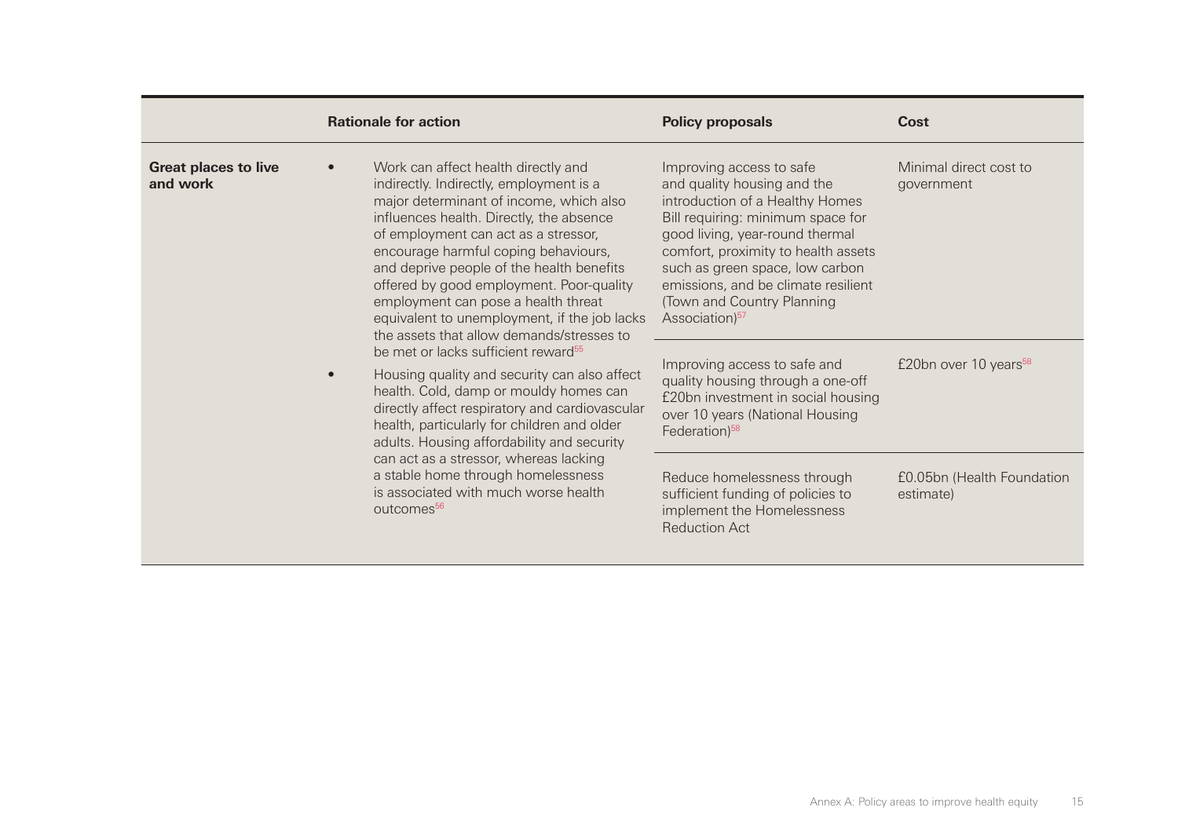| | Rationale for action | Policy proposals | Cost |
|---|---|---|---|
| **Great places to live and work** | • Work can affect health directly and indirectly. Indirectly, employment is a major determinant of income, which also influences health. Directly, the absence of employment can act as a stressor, encourage harmful coping behaviours, and deprive people of the health benefits offered by good employment. Poor-quality employment can pose a health threat equivalent to unemployment, if the job lacks the assets that allow demands/stresses to be met or lacks sufficient reward[55] <br> • Housing quality and security can also affect health. Cold, damp or mouldy homes can directly affect respiratory and cardiovascular health, particularly for children and older adults. Housing affordability and security can act as a stressor, whereas lacking a stable home through homelessness is associated with much worse health outcomes[56] | Improving access to safe and quality housing and the introduction of a Healthy Homes Bill requiring: minimum space for good living, year-round thermal comfort, proximity to health assets such as green space, low carbon emissions, and be climate resilient (Town and Country Planning Association)[57] | Minimal direct cost to government |
| | | Improving access to safe and quality housing through a one-off £20bn investment in social housing over 10 years (National Housing Federation)[58] | £20bn over 10 years[58] |
| | | Reduce homelessness through sufficient funding of policies to implement the Homelessness Reduction Act | £0.05bn (Health Foundation estimate) |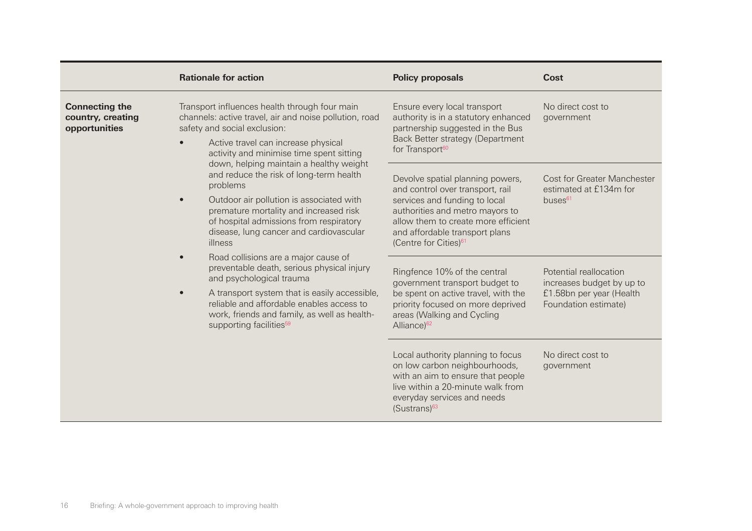| | Rationale for action | Policy proposals | Cost |
|---|---|---|---|
| **Connecting the country, creating opportunities** | Transport influences health through four main channels: active travel, air and noise pollution, road safety and social exclusion:<br>• Active travel can increase physical activity and minimise time spent sitting down, helping maintain a healthy weight and reduce the risk of long-term health problems<br>• Outdoor air pollution is associated with premature mortality and increased risk of hospital admissions from respiratory disease, lung cancer and cardiovascular illness<br>• Road collisions are a major cause of preventable death, serious physical injury and psychological trauma<br>• A transport system that is easily accessible, reliable and affordable enables access to work, friends and family, as well as health-supporting facilities[59] | Ensure every local transport authority is in a statutory enhanced partnership suggested in the Bus Back Better strategy (Department for Transport[60] | No direct cost to government |
| | | Devolve spatial planning powers, and control over transport, rail services and funding to local authorities and metro mayors to allow them to create more efficient and affordable transport plans (Centre for Cities)[61] | Cost for Greater Manchester estimated at £134m for buses[61] |
| | | Ringfence 10% of the central government transport budget to be spent on active travel, with the priority focused on more deprived areas (Walking and Cycling Alliance)[62] | Potential reallocation increases budget by up to £1.58bn per year (Health Foundation estimate) |
| | | Local authority planning to focus on low carbon neighbourhoods, with an aim to ensure that people live within a 20-minute walk from everyday services and needs (Sustrans)[63] | No direct cost to government |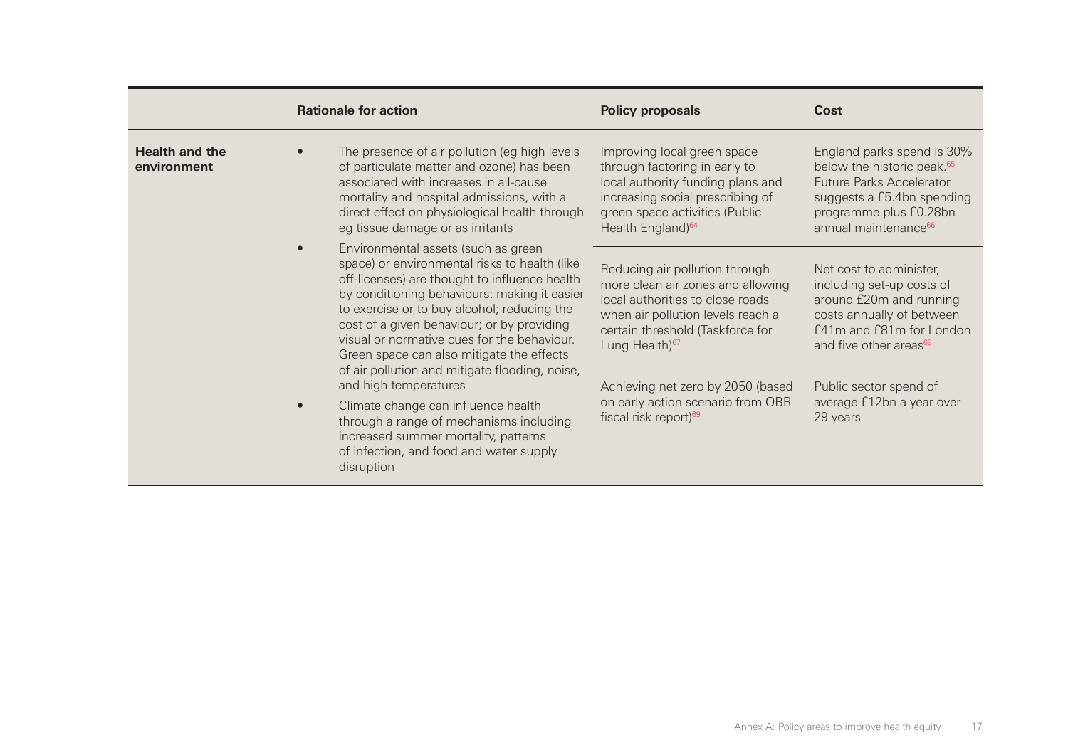| | Rationale for action | Policy proposals | Cost |
|---|---|---|---|
| **Health and the environment** | • The presence of air pollution (eg high levels of particulate matter and ozone) has been associated with increases in all-cause mortality and hospital admissions, with a direct effect on physiological health through eg tissue damage or as irritants<br>• Environmental assets (such as green space) or environmental risks to health (like off-licenses) are thought to influence health by conditioning behaviours: making it easier to exercise or to buy alcohol; reducing the cost of a given behaviour; or by providing visual or normative cues for the behaviour. Green space can also mitigate the effects of air pollution and mitigate flooding, noise, and high temperatures<br>• Climate change can influence health through a range of mechanisms including increased summer mortality, patterns of infection, and food and water supply disruption | Improving local green space through factoring in early to local authority funding plans and increasing social prescribing of green space activities (Public Health England)[64] | England parks spend is 30% below the historic peak.[65] Future Parks Accelerator suggests a £5.4bn spending programme plus £0.28bn annual maintenance[66] |
| | | Reducing air pollution through more clean air zones and allowing local authorities to close roads when air pollution levels reach a certain threshold (Taskforce for Lung Health)[67] | Net cost to administer, including set-up costs of around £20m and running costs annually of between £41m and £81m for London and five other areas[68] |
| | | Achieving net zero by 2050 (based on early action scenario from OBR fiscal risk report)[69] | Public sector spend of average £12bn a year over 29 years |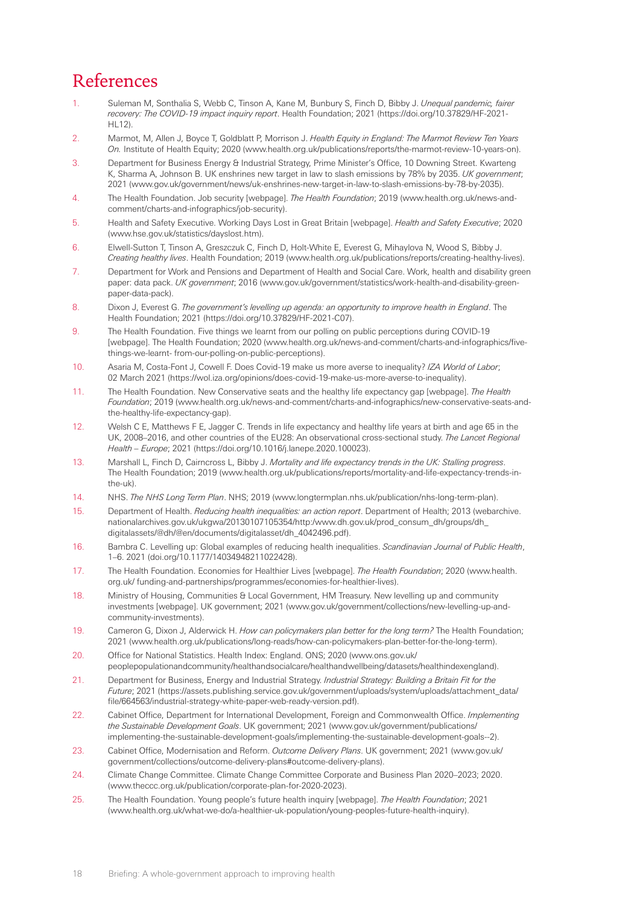# References

1. Suleman M, Sonthalia S, Webb C, Tinson A, Kane M, Bunbury S, Finch D, Bibby J. *Unequal pandemic, fairer recovery: The COVID-19 impact inquiry report*. Health Foundation; 2021 (https://doi.org/10.37829/HF-2021-HL12).
2. Marmot, M, Allen J, Boyce T, Goldblatt P, Morrison J. *Health Equity in England: The Marmot Review Ten Years On.* Institute of Health Equity; 2020 (www.health.org.uk/publications/reports/the-marmot-review-10-years-on).
3. Department for Business Energy & Industrial Strategy, Prime Minister's Office, 10 Downing Street. Kwarteng K, Sharma A, Johnson B. UK enshrines new target in law to slash emissions by 78% by 2035. *UK government*; 2021 (www.gov.uk/government/news/uk-enshrines-new-target-in-law-to-slash-emissions-by-78-by-2035).
4. The Health Foundation. Job security [webpage]. *The Health Foundation*; 2019 (www.health.org.uk/news-and-comment/charts-and-infographics/job-security).
5. Health and Safety Executive. Working Days Lost in Great Britain [webpage]. *Health and Safety Executive*; 2020 (www.hse.gov.uk/statistics/dayslost.htm).
6. Elwell-Sutton T, Tinson A, Greszczuk C, Finch D, Holt-White E, Everest G, Mihaylova N, Wood S, Bibby J. *Creating healthy lives*. Health Foundation; 2019 (www.health.org.uk/publications/reports/creating-healthy-lives).
7. Department for Work and Pensions and Department of Health and Social Care. Work, health and disability green paper: data pack. *UK government*; 2016 (www.gov.uk/government/statistics/work-health-and-disability-green-paper-data-pack).
8. Dixon J, Everest G. *The government's levelling up agenda: an opportunity to improve health in England*. The Health Foundation; 2021 (https://doi.org/10.37829/HF-2021-C07).
9. The Health Foundation. Five things we learnt from our polling on public perceptions during COVID-19 [webpage]. The Health Foundation; 2020 (www.health.org.uk/news-and-comment/charts-and-infographics/five-things-we-learnt- from-our-polling-on-public-perceptions).
10. Asaria M, Costa-Font J, Cowell F. Does Covid-19 make us more averse to inequality? *IZA World of Labor*; 02 March 2021 (https://wol.iza.org/opinions/does-covid-19-make-us-more-averse-to-inequality).
11. The Health Foundation. New Conservative seats and the healthy life expectancy gap [webpage]. *The Health Foundation*; 2019 (www.health.org.uk/news-and-comment/charts-and-infographics/new-conservative-seats-and-the-healthy-life-expectancy-gap).
12. Welsh C E, Matthews F E, Jagger C. Trends in life expectancy and healthy life years at birth and age 65 in the UK, 2008–2016, and other countries of the EU28: An observational cross-sectional study. *The Lancet Regional Health – Europe*; 2021 (https://doi.org/10.1016/j.lanepe.2020.100023).
13. Marshall L, Finch D, Cairncross L, Bibby J. *Mortality and life expectancy trends in the UK: Stalling progress*. The Health Foundation; 2019 (www.health.org.uk/publications/reports/mortality-and-life-expectancy-trends-in-the-uk).
14. NHS. *The NHS Long Term Plan*. NHS; 2019 (www.longtermplan.nhs.uk/publication/nhs-long-term-plan).
15. Department of Health. *Reducing health inequalities: an action report*. Department of Health; 2013 (webarchive.nationalarchives.gov.uk/ukgwa/20130107105354/http:/www.dh.gov.uk/prod_consum_dh/groups/dh_digitalassets/@dh/@en/documents/digitalasset/dh_4042496.pdf).
16. Bambra C. Levelling up: Global examples of reducing health inequalities. *Scandinavian Journal of Public Health*, 1–6. 2021 (doi.org/10.1177/14034948211022428).
17. The Health Foundation. Economies for Healthier Lives [webpage]. *The Health Foundation*; 2020 (www.health.org.uk/ funding-and-partnerships/programmes/economies-for-healthier-lives).
18. Ministry of Housing, Communities & Local Government, HM Treasury. New levelling up and community investments [webpage]. UK government; 2021 (www.gov.uk/government/collections/new-levelling-up-and-community-investments).
19. Cameron G, Dixon J, Alderwick H. *How can policymakers plan better for the long term?* The Health Foundation; 2021 (www.health.org.uk/publications/long-reads/how-can-policymakers-plan-better-for-the-long-term).
20. Office for National Statistics. Health Index: England. ONS; 2020 (www.ons.gov.uk/peoplepopulationandcommunity/healthandsocialcare/healthandwellbeing/datasets/healthindexengland).
21. Department for Business, Energy and Industrial Strategy. *Industrial Strategy: Building a Britain Fit for the Future*; 2021 (https://assets.publishing.service.gov.uk/government/uploads/system/uploads/attachment_data/file/664563/industrial-strategy-white-paper-web-ready-version.pdf).
22. Cabinet Office, Department for International Development, Foreign and Commonwealth Office. *Implementing the Sustainable Development Goals*. UK government; 2021 (www.gov.uk/government/publications/implementing-the-sustainable-development-goals/implementing-the-sustainable-development-goals--2).
23. Cabinet Office, Modernisation and Reform. *Outcome Delivery Plans*. UK government; 2021 (www.gov.uk/government/collections/outcome-delivery-plans#outcome-delivery-plans).
24. Climate Change Committee. Climate Change Committee Corporate and Business Plan 2020–2023; 2020. (www.theccc.org.uk/publication/corporate-plan-for-2020-2023).
25. The Health Foundation. Young people's future health inquiry [webpage]. *The Health Foundation*; 2021 (www.health.org.uk/what-we-do/a-healthier-uk-population/young-peoples-future-health-inquiry).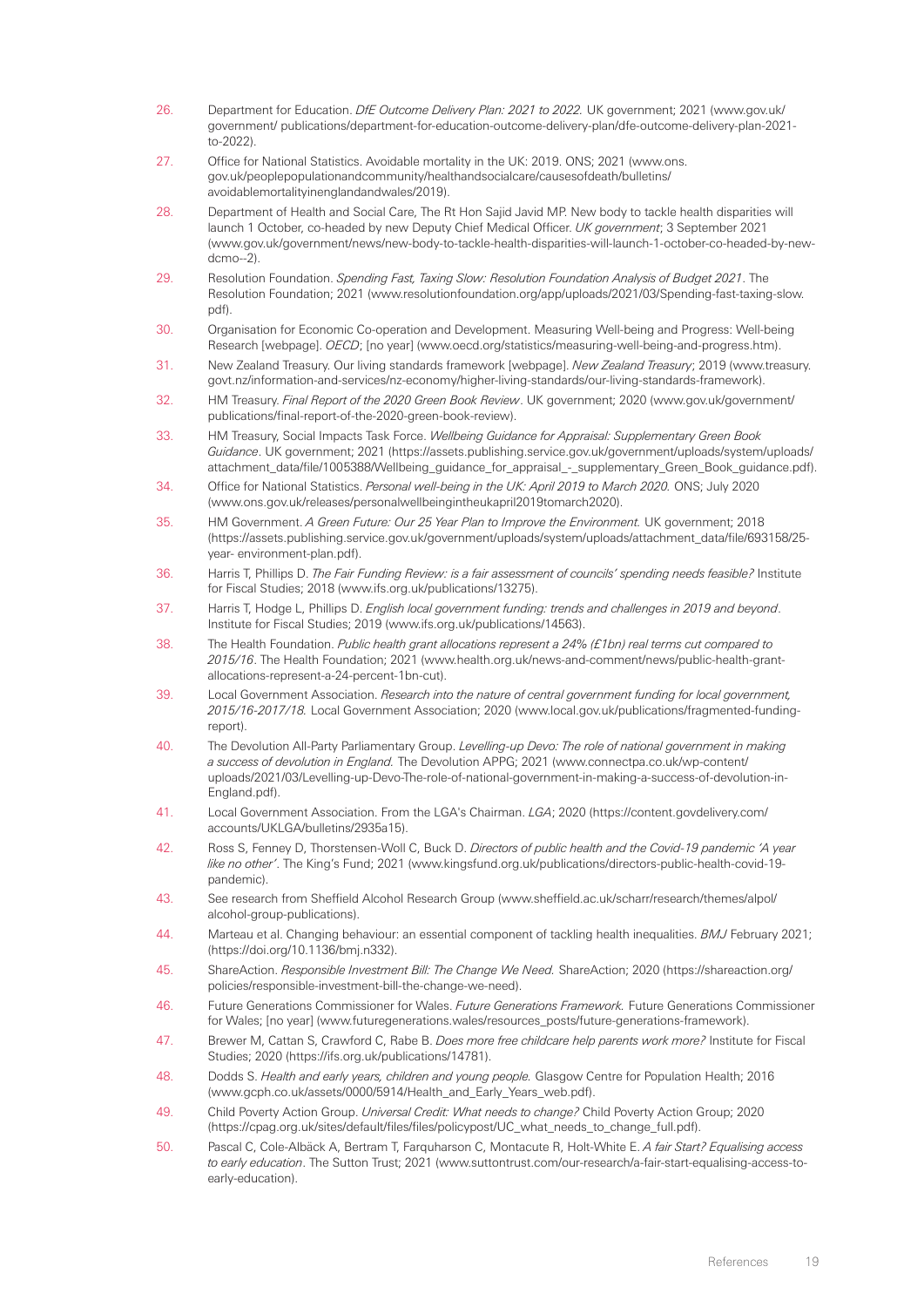26. Department for Education. *DfE Outcome Delivery Plan: 2021 to 2022.* UK government; 2021 (www.gov.uk/government/ publications/department-for-education-outcome-delivery-plan/dfe-outcome-delivery-plan-2021-to-2022).
27. Office for National Statistics. Avoidable mortality in the UK: 2019. ONS; 2021 (www.ons.gov.uk/peoplepopulationandcommunity/healthandsocialcare/causesofdeath/bulletins/avoidablemortalityinenglandandwales/2019).
28. Department of Health and Social Care, The Rt Hon Sajid Javid MP. New body to tackle health disparities will launch 1 October, co-headed by new Deputy Chief Medical Officer. *UK government*; 3 September 2021 (www.gov.uk/government/news/new-body-to-tackle-health-disparities-will-launch-1-october-co-headed-by-new-dcmo--2).
29. Resolution Foundation. *Spending Fast, Taxing Slow: Resolution Foundation Analysis of Budget 2021*. The Resolution Foundation; 2021 (www.resolutionfoundation.org/app/uploads/2021/03/Spending-fast-taxing-slow.pdf).
30. Organisation for Economic Co-operation and Development. Measuring Well-being and Progress: Well-being Research [webpage]. *OECD*; [no year] (www.oecd.org/statistics/measuring-well-being-and-progress.htm).
31. New Zealand Treasury. Our living standards framework [webpage]. *New Zealand Treasury*; 2019 (www.treasury.govt.nz/information-and-services/nz-economy/higher-living-standards/our-living-standards-framework).
32. HM Treasury. *Final Report of the 2020 Green Book Review*. UK government; 2020 (www.gov.uk/government/publications/final-report-of-the-2020-green-book-review).
33. HM Treasury, Social Impacts Task Force. *Wellbeing Guidance for Appraisal: Supplementary Green Book Guidance*. UK government; 2021 (https://assets.publishing.service.gov.uk/government/uploads/system/uploads/attachment_data/file/1005388/Wellbeing_guidance_for_appraisal_-_supplementary_Green_Book_guidance.pdf).
34. Office for National Statistics. *Personal well-being in the UK: April 2019 to March 2020.* ONS; July 2020 (www.ons.gov.uk/releases/personalwellbeingintheukapril2019tomarch2020).
35. HM Government. *A Green Future: Our 25 Year Plan to Improve the Environment.* UK government; 2018 (https://assets.publishing.service.gov.uk/government/uploads/system/uploads/attachment_data/file/693158/25-year- environment-plan.pdf).
36. Harris T, Phillips D. *The Fair Funding Review: is a fair assessment of councils' spending needs feasible?* Institute for Fiscal Studies; 2018 (www.ifs.org.uk/publications/13275).
37. Harris T, Hodge L, Phillips D. *English local government funding: trends and challenges in 2019 and beyond*. Institute for Fiscal Studies; 2019 (www.ifs.org.uk/publications/14563).
38. The Health Foundation. *Public health grant allocations represent a 24% (£1bn) real terms cut compared to 2015/16*. The Health Foundation; 2021 (www.health.org.uk/news-and-comment/news/public-health-grant-allocations-represent-a-24-percent-1bn-cut).
39. Local Government Association. *Research into the nature of central government funding for local government, 2015/16-2017/18.* Local Government Association; 2020 (www.local.gov.uk/publications/fragmented-funding-report).
40. The Devolution All-Party Parliamentary Group. *Levelling-up Devo: The role of national government in making a success of devolution in England.* The Devolution APPG; 2021 (www.connectpa.co.uk/wp-content/uploads/2021/03/Levelling-up-Devo-The-role-of-national-government-in-making-a-success-of-devolution-in-England.pdf).
41. Local Government Association. From the LGA's Chairman. *LGA*; 2020 (https://content.govdelivery.com/accounts/UKLGA/bulletins/2935a15).
42. Ross S, Fenney D, Thorstensen-Woll C, Buck D. *Directors of public health and the Covid-19 pandemic 'A year like no other'*. The King's Fund; 2021 (www.kingsfund.org.uk/publications/directors-public-health-covid-19-pandemic).
43. See research from Sheffield Alcohol Research Group (www.sheffield.ac.uk/scharr/research/themes/alpol/alcohol-group-publications).
44. Marteau et al. Changing behaviour: an essential component of tackling health inequalities. *BMJ* February 2021; (https://doi.org/10.1136/bmj.n332).
45. ShareAction. *Responsible Investment Bill: The Change We Need.* ShareAction; 2020 (https://shareaction.org/policies/responsible-investment-bill-the-change-we-need).
46. Future Generations Commissioner for Wales. *Future Generations Framework.* Future Generations Commissioner for Wales; [no year] (www.futuregenerations.wales/resources_posts/future-generations-framework).
47. Brewer M, Cattan S, Crawford C, Rabe B. *Does more free childcare help parents work more?* Institute for Fiscal Studies; 2020 (https://ifs.org.uk/publications/14781).
48. Dodds S. *Health and early years, children and young people.* Glasgow Centre for Population Health; 2016 (www.gcph.co.uk/assets/0000/5914/Health_and_Early_Years_web.pdf).
49. Child Poverty Action Group. *Universal Credit: What needs to change?* Child Poverty Action Group; 2020 (https://cpag.org.uk/sites/default/files/files/policypost/UC_what_needs_to_change_full.pdf).
50. Pascal C, Cole-Albäck A, Bertram T, Farquharson C, Montacute R, Holt-White E. *A fair Start? Equalising access to early education*. The Sutton Trust; 2021 (www.suttontrust.com/our-research/a-fair-start-equalising-access-to-early-education).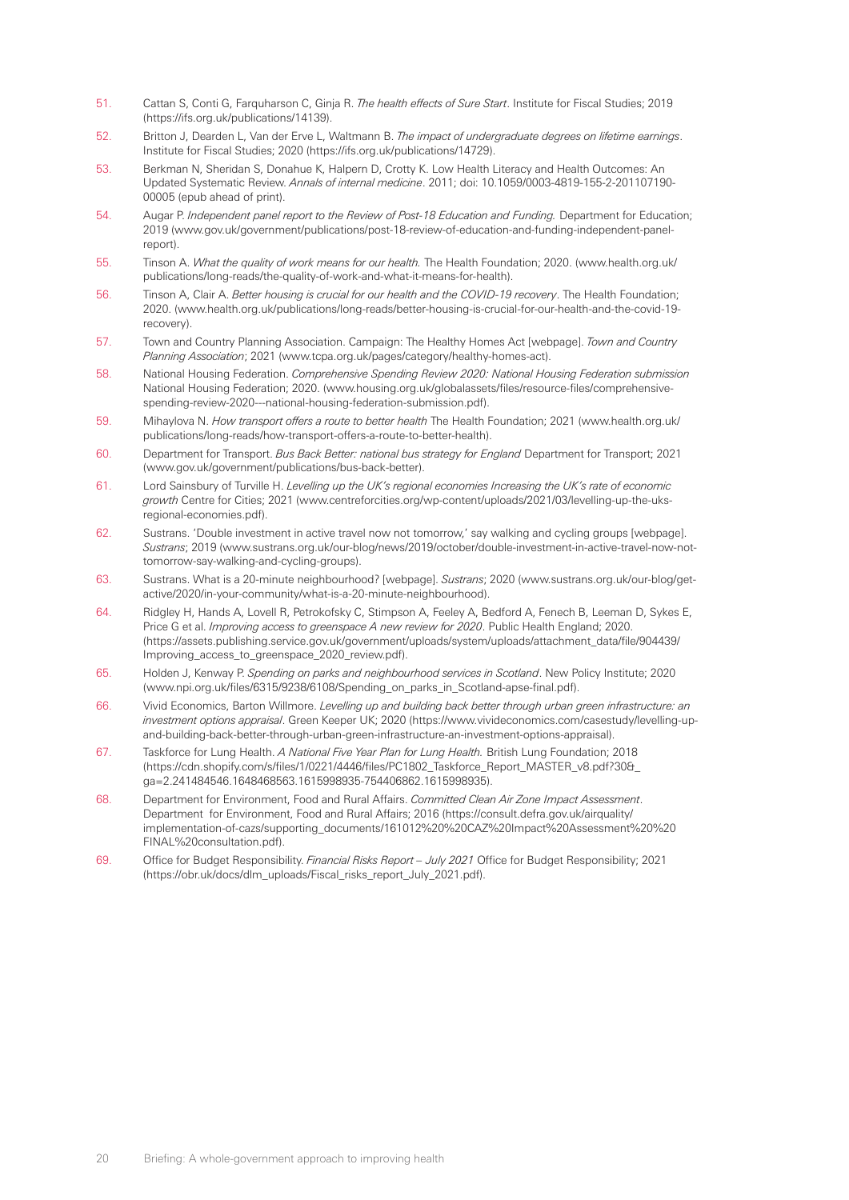51. Cattan S, Conti G, Farquharson C, Ginja R. *The health effects of Sure Start*. Institute for Fiscal Studies; 2019 (https://ifs.org.uk/publications/14139).
52. Britton J, Dearden L, Van der Erve L, Waltmann B. *The impact of undergraduate degrees on lifetime earnings*. Institute for Fiscal Studies; 2020 (https://ifs.org.uk/publications/14729).
53. Berkman N, Sheridan S, Donahue K, Halpern D, Crotty K. Low Health Literacy and Health Outcomes: An Updated Systematic Review. *Annals of internal medicine*. 2011; doi: 10.1059/0003-4819-155-2-201107190-00005 (epub ahead of print).
54. Augar P. *Independent panel report to the Review of Post-18 Education and Funding.* Department for Education; 2019 (www.gov.uk/government/publications/post-18-review-of-education-and-funding-independent-panel-report).
55. Tinson A. *What the quality of work means for our health.* The Health Foundation; 2020. (www.health.org.uk/publications/long-reads/the-quality-of-work-and-what-it-means-for-health).
56. Tinson A, Clair A. *Better housing is crucial for our health and the COVID-19 recovery*. The Health Foundation; 2020. (www.health.org.uk/publications/long-reads/better-housing-is-crucial-for-our-health-and-the-covid-19-recovery).
57. Town and Country Planning Association. Campaign: The Healthy Homes Act [webpage]. *Town and Country Planning Association*; 2021 (www.tcpa.org.uk/pages/category/healthy-homes-act).
58. National Housing Federation. *Comprehensive Spending Review 2020: National Housing Federation submission* National Housing Federation; 2020. (www.housing.org.uk/globalassets/files/resource-files/comprehensive-spending-review-2020---national-housing-federation-submission.pdf).
59. Mihaylova N. *How transport offers a route to better health* The Health Foundation; 2021 (www.health.org.uk/publications/long-reads/how-transport-offers-a-route-to-better-health).
60. Department for Transport. *Bus Back Better: national bus strategy for England* Department for Transport; 2021 (www.gov.uk/government/publications/bus-back-better).
61. Lord Sainsbury of Turville H. *Levelling up the UK's regional economies Increasing the UK's rate of economic growth* Centre for Cities; 2021 (www.centreforcities.org/wp-content/uploads/2021/03/levelling-up-the-uks-regional-economies.pdf).
62. Sustrans. 'Double investment in active travel now not tomorrow,' say walking and cycling groups [webpage]. *Sustrans*; 2019 (www.sustrans.org.uk/our-blog/news/2019/october/double-investment-in-active-travel-now-not-tomorrow-say-walking-and-cycling-groups).
63. Sustrans. What is a 20-minute neighbourhood? [webpage]. *Sustrans*; 2020 (www.sustrans.org.uk/our-blog/get-active/2020/in-your-community/what-is-a-20-minute-neighbourhood).
64. Ridgley H, Hands A, Lovell R, Petrokofsky C, Stimpson A, Feeley A, Bedford A, Fenech B, Leeman D, Sykes E, Price G et al. *Improving access to greenspace A new review for 2020*. Public Health England; 2020. (https://assets.publishing.service.gov.uk/government/uploads/system/uploads/attachment_data/file/904439/Improving_access_to_greenspace_2020_review.pdf).
65. Holden J, Kenway P. *Spending on parks and neighbourhood services in Scotland*. New Policy Institute; 2020 (www.npi.org.uk/files/6315/9238/6108/Spending_on_parks_in_Scotland-apse-final.pdf).
66. Vivid Economics, Barton Willmore. *Levelling up and building back better through urban green infrastructure: an investment options appraisal*. Green Keeper UK; 2020 (https://www.vivideconomics.com/casestudy/levelling-up-and-building-back-better-through-urban-green-infrastructure-an-investment-options-appraisal).
67. Taskforce for Lung Health. *A National Five Year Plan for Lung Health.* British Lung Foundation; 2018 (https://cdn.shopify.com/s/files/1/0221/4446/files/PC1802_Taskforce_Report_MASTER_v8.pdf?30&_ga=2.241484546.1648468563.1615998935-754406862.1615998935).
68. Department for Environment, Food and Rural Affairs. *Committed Clean Air Zone Impact Assessment*. Department for Environment, Food and Rural Affairs; 2016 (https://consult.defra.gov.uk/airquality/implementation-of-cazs/supporting_documents/161012%20%20CAZ%20Impact%20Assessment%20%20FINAL%20consultation.pdf).
69. Office for Budget Responsibility. *Financial Risks Report – July 2021* Office for Budget Responsibility; 2021 (https://obr.uk/docs/dlm_uploads/Fiscal_risks_report_July_2021.pdf).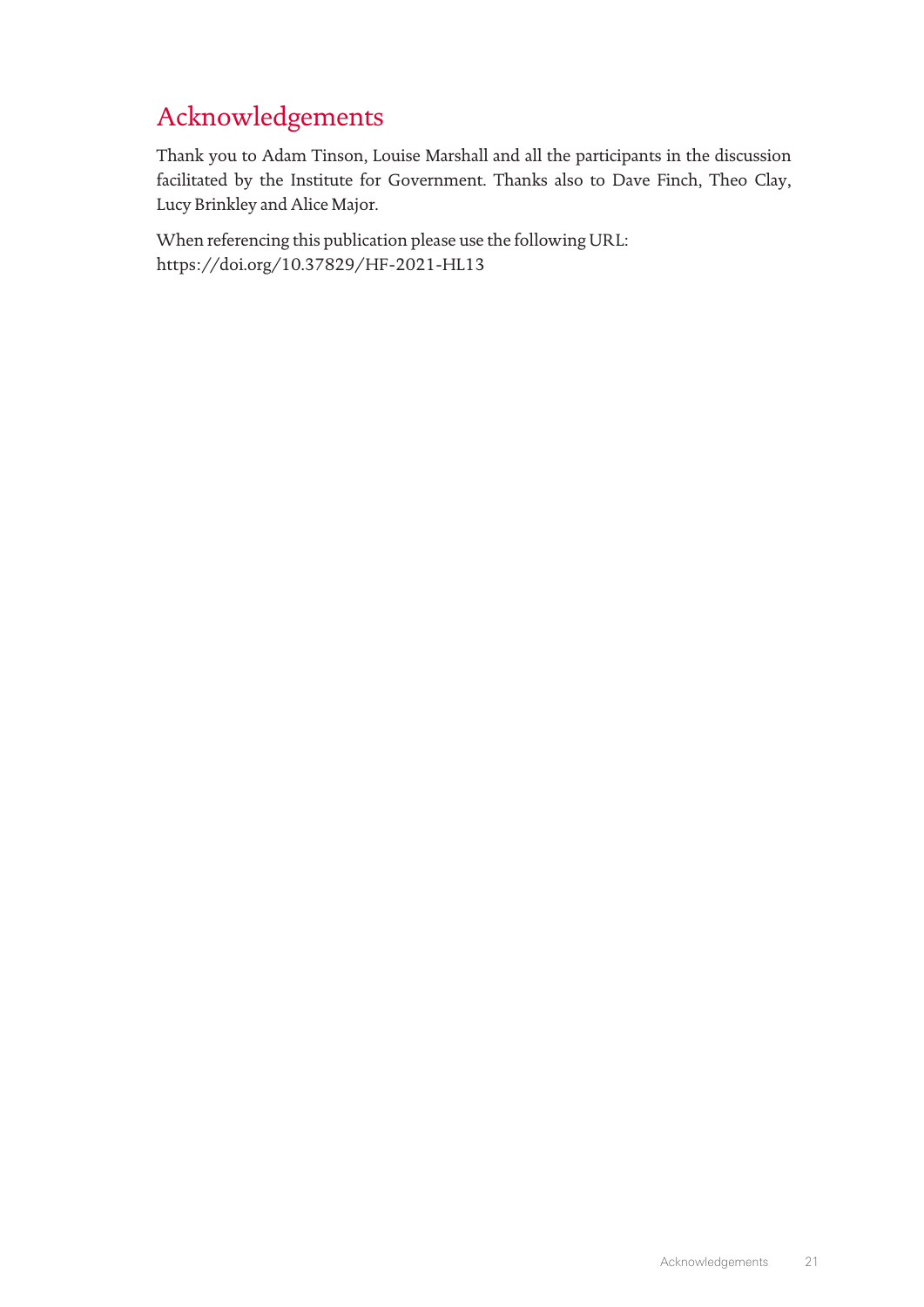# Acknowledgements

Thank you to Adam Tinson, Louise Marshall and all the participants in the discussion facilitated by the Institute for Government. Thanks also to Dave Finch, Theo Clay, Lucy Brinkley and Alice Major.

When referencing this publication please use the following URL:
https://doi.org/10.37829/HF-2021-HL13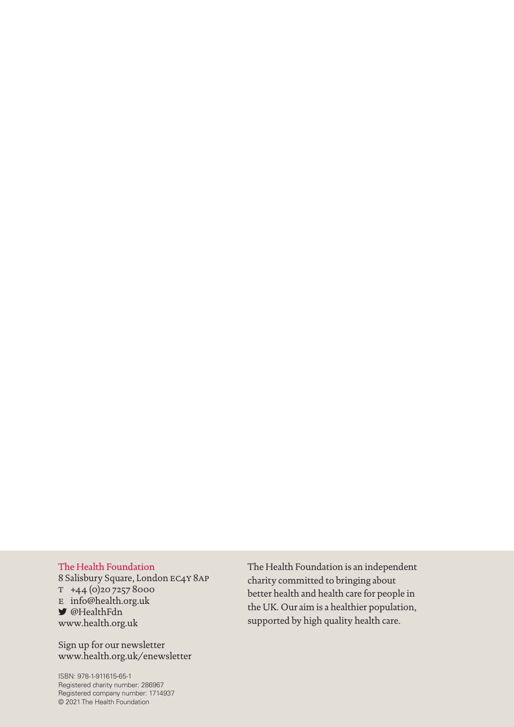The Health Foundation
8 Salisbury Square, London EC4Y 8AP
T +44 (0)20 7257 8000
E info@health.org.uk
@HealthFdn
www.health.org.uk

Sign up for our newsletter
www.health.org.uk/enewsletter

ISBN: 978-1-911615-65-1
Registered charity number: 286967
Registered company number: 1714937
© 2021 The Health Foundation

The Health Foundation is an independent charity committed to bringing about better health and health care for people in the UK. Our aim is a healthier population, supported by high quality health care.